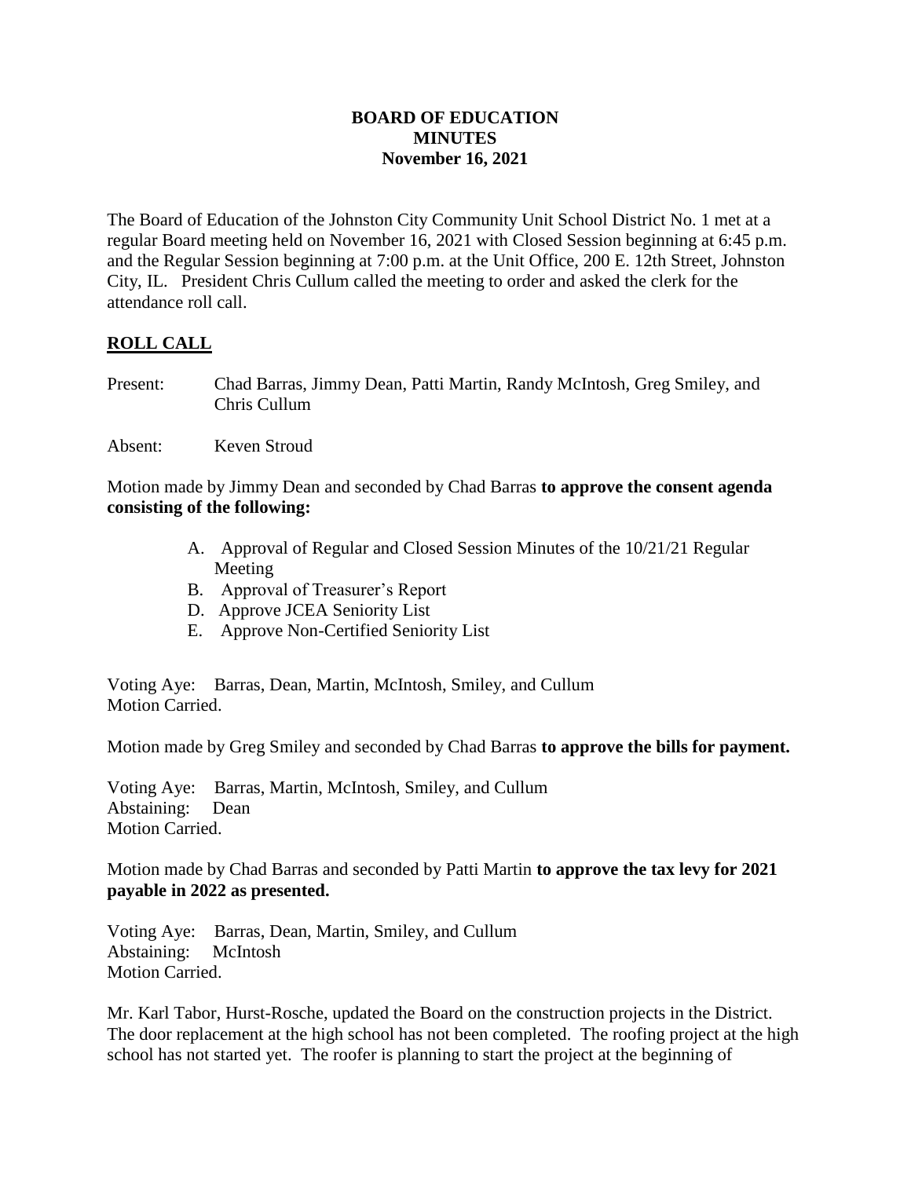**BOARD OF EDUCATION**
**MINUTES**
**November 16, 2021**

The Board of Education of the Johnston City Community Unit School District No. 1 met at a regular Board meeting held on November 16, 2021 with Closed Session beginning at 6:45 p.m. and the Regular Session beginning at 7:00 p.m. at the Unit Office, 200 E. 12th Street, Johnston City, IL. President Chris Cullum called the meeting to order and asked the clerk for the attendance roll call.

## ROLL CALL

Present: Chad Barras, Jimmy Dean, Patti Martin, Randy McIntosh, Greg Smiley, and Chris Cullum

Absent: Keven Stroud

Motion made by Jimmy Dean and seconded by Chad Barras **to approve the consent agenda consisting of the following:**

A. Approval of Regular and Closed Session Minutes of the 10/21/21 Regular Meeting
B. Approval of Treasurer's Report
D. Approve JCEA Seniority List
E. Approve Non-Certified Seniority List

Voting Aye: Barras, Dean, Martin, McIntosh, Smiley, and Cullum
Motion Carried.

Motion made by Greg Smiley and seconded by Chad Barras **to approve the bills for payment.**

Voting Aye: Barras, Martin, McIntosh, Smiley, and Cullum
Abstaining: Dean
Motion Carried.

Motion made by Chad Barras and seconded by Patti Martin **to approve the tax levy for 2021 payable in 2022 as presented.**

Voting Aye: Barras, Dean, Martin, Smiley, and Cullum
Abstaining: McIntosh
Motion Carried.

Mr. Karl Tabor, Hurst-Rosche, updated the Board on the construction projects in the District. The door replacement at the high school has not been completed. The roofing project at the high school has not started yet. The roofer is planning to start the project at the beginning of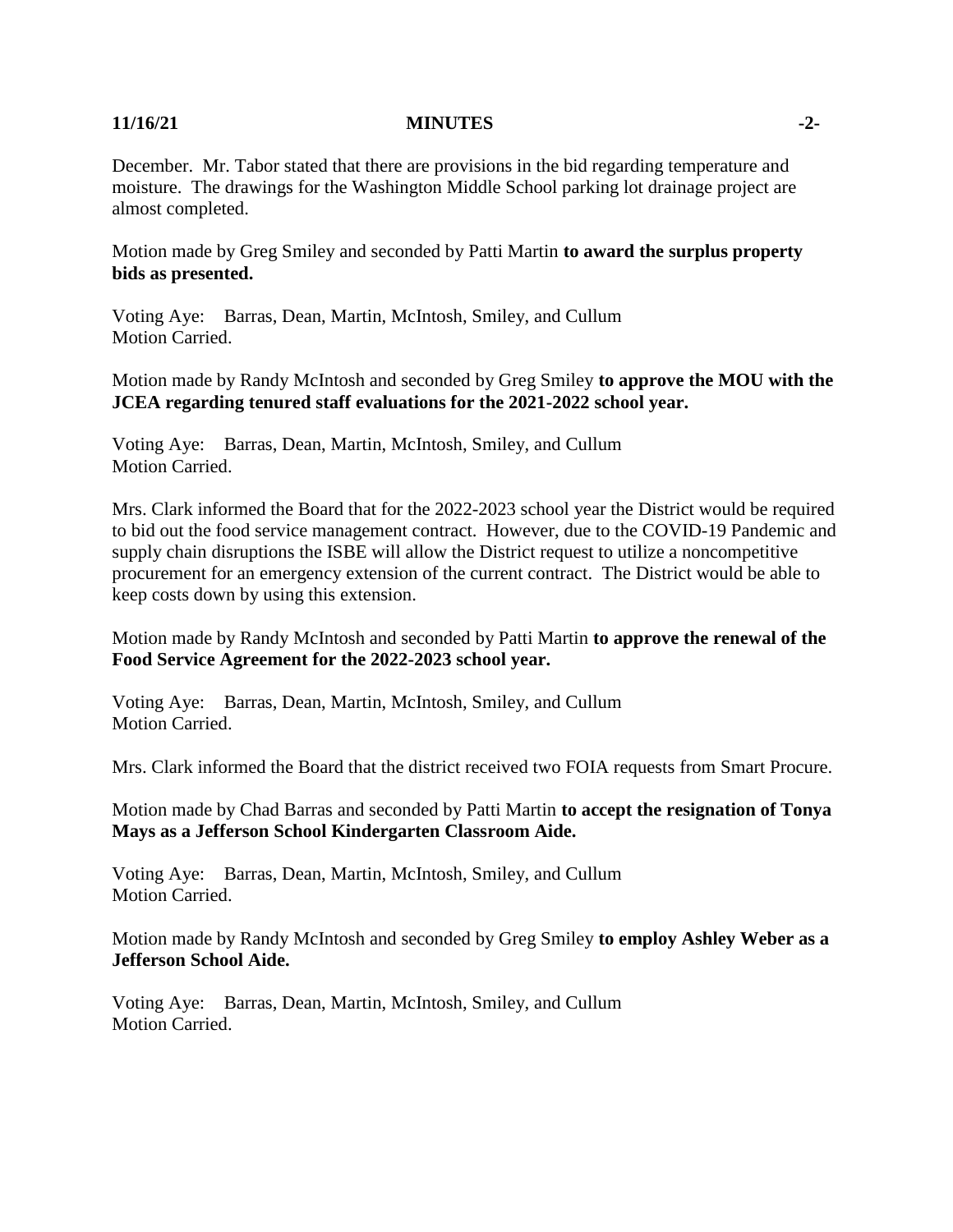December. Mr. Tabor stated that there are provisions in the bid regarding temperature and moisture. The drawings for the Washington Middle School parking lot drainage project are almost completed.

Motion made by Greg Smiley and seconded by Patti Martin **to award the surplus property bids as presented.**

Voting Aye: Barras, Dean, Martin, McIntosh, Smiley, and Cullum
Motion Carried.

Motion made by Randy McIntosh and seconded by Greg Smiley **to approve the MOU with the JCEA regarding tenured staff evaluations for the 2021-2022 school year.**

Voting Aye: Barras, Dean, Martin, McIntosh, Smiley, and Cullum
Motion Carried.

Mrs. Clark informed the Board that for the 2022-2023 school year the District would be required to bid out the food service management contract. However, due to the COVID-19 Pandemic and supply chain disruptions the ISBE will allow the District request to utilize a noncompetitive procurement for an emergency extension of the current contract. The District would be able to keep costs down by using this extension.

Motion made by Randy McIntosh and seconded by Patti Martin **to approve the renewal of the Food Service Agreement for the 2022-2023 school year.**

Voting Aye: Barras, Dean, Martin, McIntosh, Smiley, and Cullum
Motion Carried.

Mrs. Clark informed the Board that the district received two FOIA requests from Smart Procure.

Motion made by Chad Barras and seconded by Patti Martin **to accept the resignation of Tonya Mays as a Jefferson School Kindergarten Classroom Aide.**

Voting Aye: Barras, Dean, Martin, McIntosh, Smiley, and Cullum
Motion Carried.

Motion made by Randy McIntosh and seconded by Greg Smiley **to employ Ashley Weber as a Jefferson School Aide.**

Voting Aye: Barras, Dean, Martin, McIntosh, Smiley, and Cullum
Motion Carried.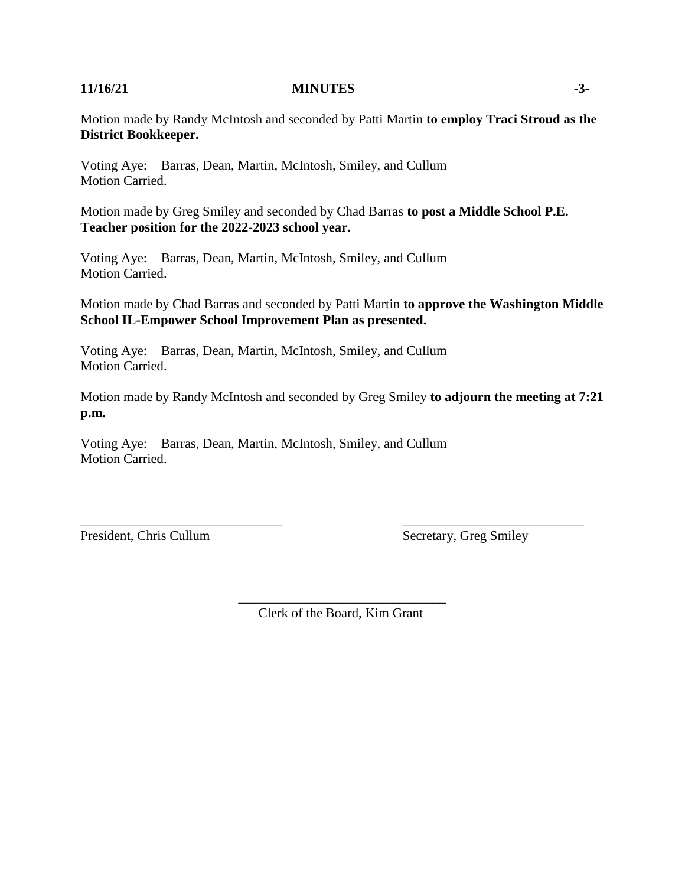Motion made by Randy McIntosh and seconded by Patti Martin **to employ Traci Stroud as the District Bookkeeper.**

Voting Aye: Barras, Dean, Martin, McIntosh, Smiley, and Cullum
Motion Carried.

Motion made by Greg Smiley and seconded by Chad Barras **to post a Middle School P.E. Teacher position for the 2022-2023 school year.**

Voting Aye: Barras, Dean, Martin, McIntosh, Smiley, and Cullum
Motion Carried.

Motion made by Chad Barras and seconded by Patti Martin **to approve the Washington Middle School IL-Empower School Improvement Plan as presented.**

Voting Aye: Barras, Dean, Martin, McIntosh, Smiley, and Cullum
Motion Carried.

Motion made by Randy McIntosh and seconded by Greg Smiley **to adjourn the meeting at 7:21 p.m.**

Voting Aye: Barras, Dean, Martin, McIntosh, Smiley, and Cullum
Motion Carried.

______________________________
President, Chris Cullum

______________________________
Secretary, Greg Smiley

______________________________
Clerk of the Board, Kim Grant